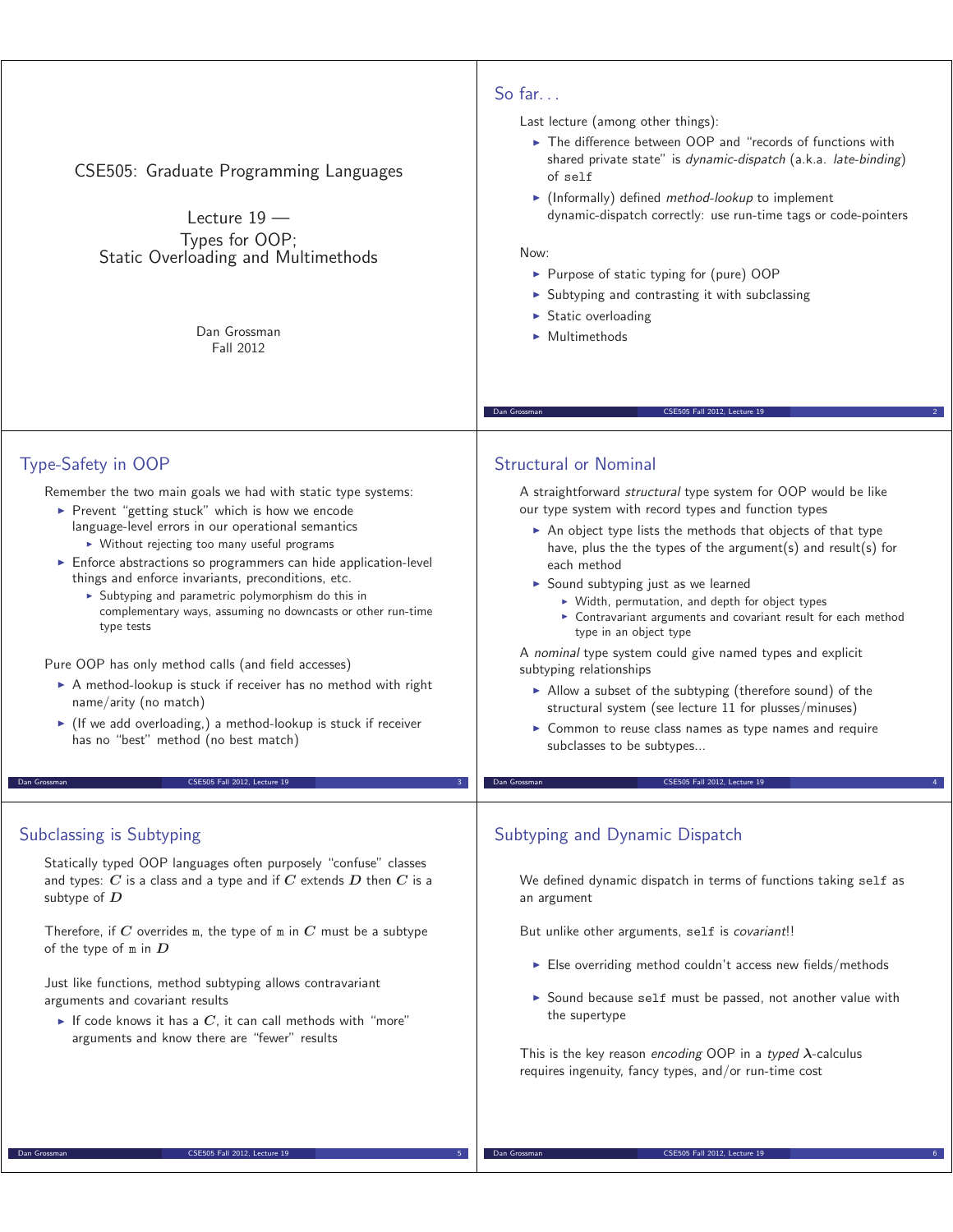# CSE505: Graduate Programming Languages

## Lecture 19 — Types for OOP; Static Overloading and Multimethods

Dan Grossman
Fall 2012

## So far...

Last lecture (among other things):

- The difference between OOP and "records of functions with shared private state" is *dynamic-dispatch* (a.k.a. *late-binding*) of `self`
- (Informally) defined *method-lookup* to implement dynamic-dispatch correctly: use run-time tags or code-pointers

Now:

- Purpose of static typing for (pure) OOP
- Subtyping and contrasting it with subclassing
- Static overloading
- Multimethods

## Type-Safety in OOP

Remember the two main goals we had with static type systems:

- Prevent "getting stuck" which is how we encode language-level errors in our operational semantics
  - Without rejecting too many useful programs
- Enforce abstractions so programmers can hide application-level things and enforce invariants, preconditions, etc.
  - Subtyping and parametric polymorphism do this in complementary ways, assuming no downcasts or other run-time type tests

Pure OOP has only method calls (and field accesses)

- A method-lookup is stuck if receiver has no method with right name/arity (no match)
- (If we add overloading,) a method-lookup is stuck if receiver has no "best" method (no best match)

## Structural or Nominal

A straightforward *structural* type system for OOP would be like our type system with record types and function types

- An object type lists the methods that objects of that type have, plus the the types of the argument(s) and result(s) for each method
- Sound subtyping just as we learned
  - Width, permutation, and depth for object types
  - Contravariant arguments and covariant result for each method type in an object type

A *nominal* type system could give named types and explicit subtyping relationships

- Allow a subset of the subtyping (therefore sound) of the structural system (see lecture 11 for plusses/minuses)
- Common to reuse class names as type names and require subclasses to be subtypes...

## Subclassing is Subtyping

Statically typed OOP languages often purposely "confuse" classes and types: $C$ is a class and a type and if $C$ extends $D$ then $C$ is a subtype of $D$

Therefore, if $C$ overrides `m`, the type of `m` in $C$ must be a subtype of the type of `m` in $D$

Just like functions, method subtyping allows contravariant arguments and covariant results

- If code knows it has a $C$, it can call methods with "more" arguments and know there are "fewer" results

## Subtyping and Dynamic Dispatch

We defined dynamic dispatch in terms of functions taking `self` as an argument

But unlike other arguments, `self` is *covariant*!!

- Else overriding method couldn't access new fields/methods
- Sound because `self` must be passed, not another value with the supertype

This is the key reason *encoding* OOP in a *typed* $\lambda$-calculus requires ingenuity, fancy types, and/or run-time cost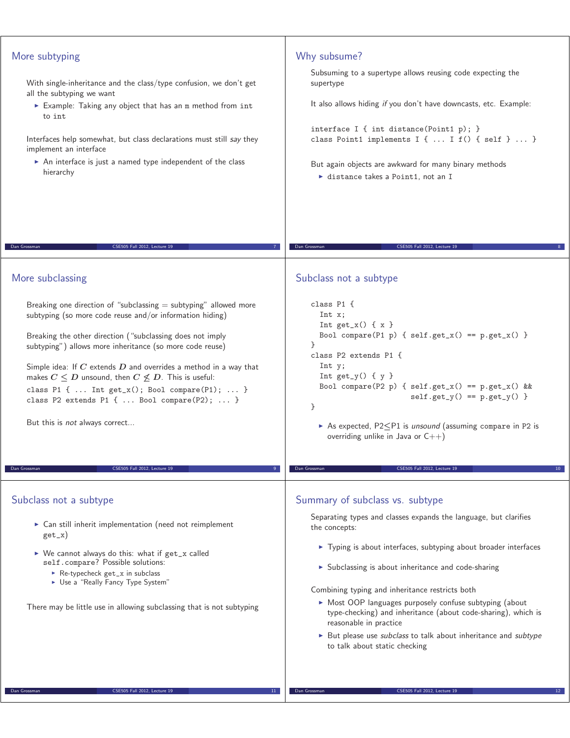## More subtyping

With single-inheritance and the class/type confusion, we don't get all the subtyping we want

- Example: Taking any object that has an `m` method from `int` to `int`

Interfaces help somewhat, but class declarations must still *say* they implement an interface

- An interface is just a named type independent of the class hierarchy

## Why subsume?

Subsuming to a supertype allows reusing code expecting the supertype

It also allows hiding *if* you don't have downcasts, etc. Example:

```
interface I { int distance(Point1 p); }
class Point1 implements I { ... I f() { self } ... }
```

But again objects are awkward for many binary methods

- `distance` takes a `Point1`, not an `I`

## More subclassing

Breaking one direction of "subclassing = subtyping" allowed more subtyping (so more code reuse and/or information hiding)

Breaking the other direction ("subclassing does not imply subtyping") allows more inheritance (so more code reuse)

Simple idea: If $C$ extends $D$ and overrides a method in a way that makes $C \leq D$ unsound, then $C \not\leq D$. This is useful:

```
class P1 { ... Int get_x(); Bool compare(P1); ... }
class P2 extends P1 { ... Bool compare(P2); ... }
```

But this is *not* always correct...

## Subclass not a subtype

```
class P1 {
  Int x;
  Int get_x() { x }
  Bool compare(P1 p) { self.get_x() == p.get_x() }
}
class P2 extends P1 {
  Int y;
  Int get_y() { y }
  Bool compare(P2 p) { self.get_x() == p.get_x() &&
                       self.get_y() == p.get_y() }
}
```

- As expected, P2≤P1 is *unsound* (assuming `compare` in P2 is overriding unlike in Java or C++)

## Subclass not a subtype

- Can still inherit implementation (need not reimplement `get_x`)
- We cannot always do this: what if `get_x` called `self.compare`? Possible solutions:
  - Re-typecheck `get_x` in subclass
  - Use a "Really Fancy Type System"

There may be little use in allowing subclassing that is not subtyping

## Summary of subclass vs. subtype

Separating types and classes expands the language, but clarifies the concepts:

- Typing is about interfaces, subtyping about broader interfaces
- Subclassing is about inheritance and code-sharing

Combining typing and inheritance restricts both

- Most OOP languages purposely confuse subtyping (about type-checking) and inheritance (about code-sharing), which is reasonable in practice
- But please use *subclass* to talk about inheritance and *subtype* to talk about static checking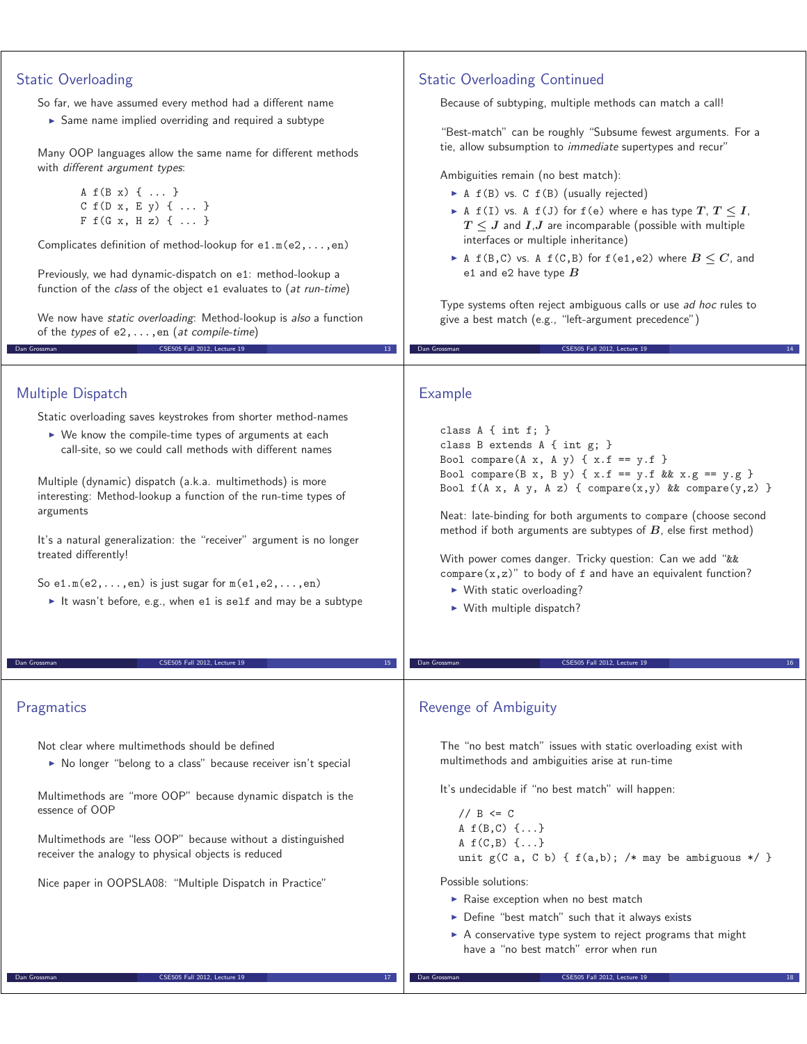## Static Overloading

So far, we have assumed every method had a different name

- Same name implied overriding and required a subtype

Many OOP languages allow the same name for different methods with *different argument types*:

```
A f(B x) { ... }
C f(D x, E y) { ... }
F f(G x, H z) { ... }
```

Complicates definition of method-lookup for `e1.m(e2,...,en)`

Previously, we had dynamic-dispatch on `e1`: method-lookup a function of the *class* of the object `e1` evaluates to (*at run-time*)

We now have *static overloading*: Method-lookup is *also* a function of the *types* of `e2,...,en` (*at compile-time*)

## Static Overloading Continued

Because of subtyping, multiple methods can match a call!

"Best-match" can be roughly "Subsume fewest arguments. For a tie, allow subsumption to *immediate* supertypes and recur"

Ambiguities remain (no best match):

- `A f(B)` vs. `C f(B)` (usually rejected)
- `A f(I)` vs. `A f(J)` for `f(e)` where `e` has type $T$, $T \leq I$, $T \leq J$ and $I$,$J$ are incomparable (possible with multiple interfaces or multiple inheritance)
- `A f(B,C)` vs. `A f(C,B)` for `f(e1,e2)` where $B \leq C$, and `e1` and `e2` have type $B$

Type systems often reject ambiguous calls or use *ad hoc* rules to give a best match (e.g., "left-argument precedence")

## Multiple Dispatch

Static overloading saves keystrokes from shorter method-names

- We know the compile-time types of arguments at each call-site, so we could call methods with different names

Multiple (dynamic) dispatch (a.k.a. multimethods) is more interesting: Method-lookup a function of the run-time types of arguments

It's a natural generalization: the "receiver" argument is no longer treated differently!

So `e1.m(e2,...,en)` is just sugar for `m(e1,e2,...,en)`

- It wasn't before, e.g., when `e1` is `self` and may be a subtype

## Example

```
class A { int f; }
class B extends A { int g; }
Bool compare(A x, A y) { x.f == y.f }
Bool compare(B x, B y) { x.f == y.f && x.g == y.g }
Bool f(A x, A y, A z) { compare(x,y) && compare(y,z) }
```

Neat: late-binding for both arguments to `compare` (choose second method if both arguments are subtypes of $B$, else first method)

With power comes danger. Tricky question: Can we add "`&& compare(x,z)`" to body of `f` and have an equivalent function?

- With static overloading?
- With multiple dispatch?

## Pragmatics

Not clear where multimethods should be defined

- No longer "belong to a class" because receiver isn't special

Multimethods are "more OOP" because dynamic dispatch is the essence of OOP

Multimethods are "less OOP" because without a distinguished receiver the analogy to physical objects is reduced

Nice paper in OOPSLA08: "Multiple Dispatch in Practice"

## Revenge of Ambiguity

The "no best match" issues with static overloading exist with multimethods and ambiguities arise at run-time

It's undecidable if "no best match" will happen:

```
// B <= C
A f(B,C) {...}
A f(C,B) {...}
unit g(C a, C b) { f(a,b); /* may be ambiguous */ }
```

Possible solutions:

- Raise exception when no best match
- Define "best match" such that it always exists
- A conservative type system to reject programs that might have a "no best match" error when run